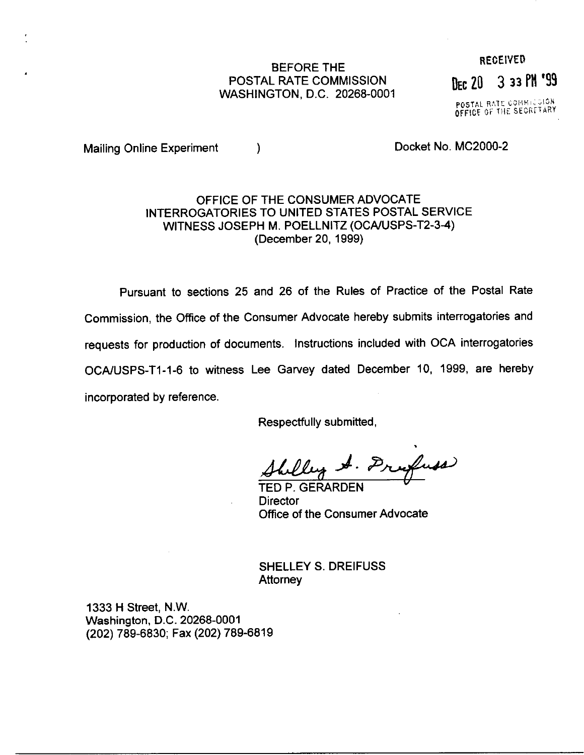BEFORE THE
POSTAL RATE COMMISSION
WASHINGTON, D.C. 20268-0001

RECEIVED
DEC 20 3 33 PM '99
POSTAL RATE COMMISSION
OFFICE OF THE SECRETARY

Mailing Online Experiment )  Docket No. MC2000-2

OFFICE OF THE CONSUMER ADVOCATE
INTERROGATORIES TO UNITED STATES POSTAL SERVICE
WITNESS JOSEPH M. POELLNITZ (OCA/USPS-T2-3-4)
(December 20, 1999)

Pursuant to sections 25 and 26 of the Rules of Practice of the Postal Rate Commission, the Office of the Consumer Advocate hereby submits interrogatories and requests for production of documents. Instructions included with OCA interrogatories OCA/USPS-T1-1-6 to witness Lee Garvey dated December 10, 1999, are hereby incorporated by reference.

Respectfully submitted,

Shelley S. Dreifuss

TED P. GERARDEN
Director
Office of the Consumer Advocate

SHELLEY S. DREIFUSS
Attorney

1333 H Street, N.W.
Washington, D.C. 20268-0001
(202) 789-6830; Fax (202) 789-6819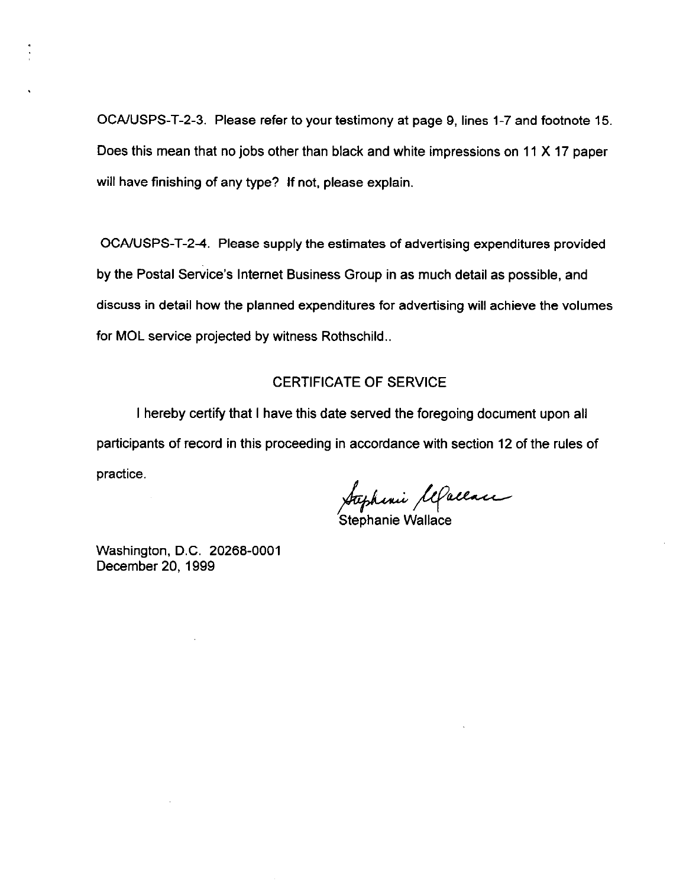OCA/USPS-T-2-3. Please refer to your testimony at page 9, lines 1-7 and footnote 15. Does this mean that no jobs other than black and white impressions on 11 X 17 paper will have finishing of any type? If not, please explain.

OCA/USPS-T-2-4. Please supply the estimates of advertising expenditures provided by the Postal Service's Internet Business Group in as much detail as possible, and discuss in detail how the planned expenditures for advertising will achieve the volumes for MOL service projected by witness Rothschild..

## CERTIFICATE OF SERVICE

I hereby certify that I have this date served the foregoing document upon all participants of record in this proceeding in accordance with section 12 of the rules of practice.

Stephanie Wallace

Washington, D.C. 20268-0001
December 20, 1999